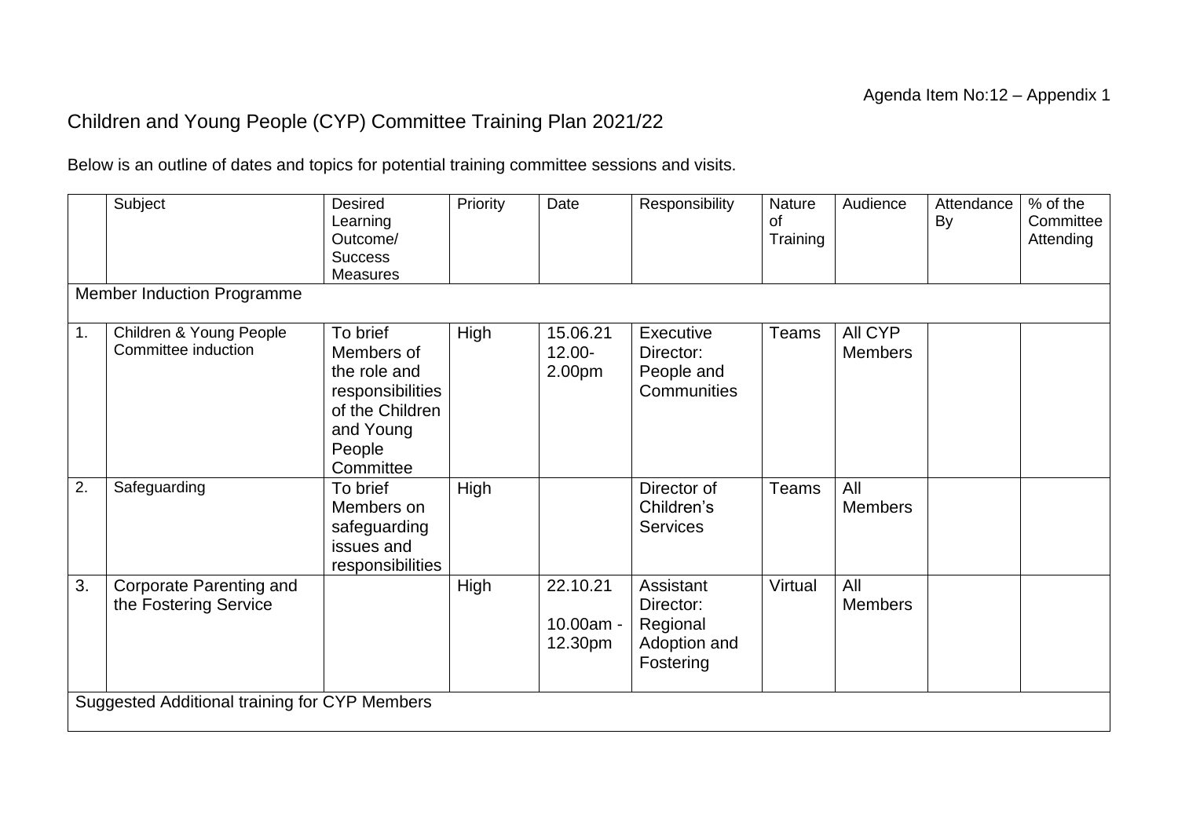Agenda Item No:12 – Appendix 1

# Children and Young People (CYP) Committee Training Plan 2021/22

Below is an outline of dates and topics for potential training committee sessions and visits.

| | Subject | Desired Learning Outcome/ Success Measures | Priority | Date | Responsibility | Nature of Training | Audience | Attendance By | % of the Committee Attending |
|---|---|---|---|---|---|---|---|---|---|
| Member Induction Programme | | | | | | | | | |
| 1. | Children & Young People Committee induction | To brief Members of the role and responsibilities of the Children and Young People Committee | High | 15.06.21 12.00-2.00pm | Executive Director: People and Communities | Teams | All CYP Members | | |
| 2. | Safeguarding | To brief Members on safeguarding issues and responsibilities | High | | Director of Children's Services | Teams | All Members | | |
| 3. | Corporate Parenting and the Fostering Service | | High | 22.10.21 10.00am - 12.30pm | Assistant Director: Regional Adoption and Fostering | Virtual | All Members | | |
| Suggested Additional training for CYP Members | | | | | | | | | |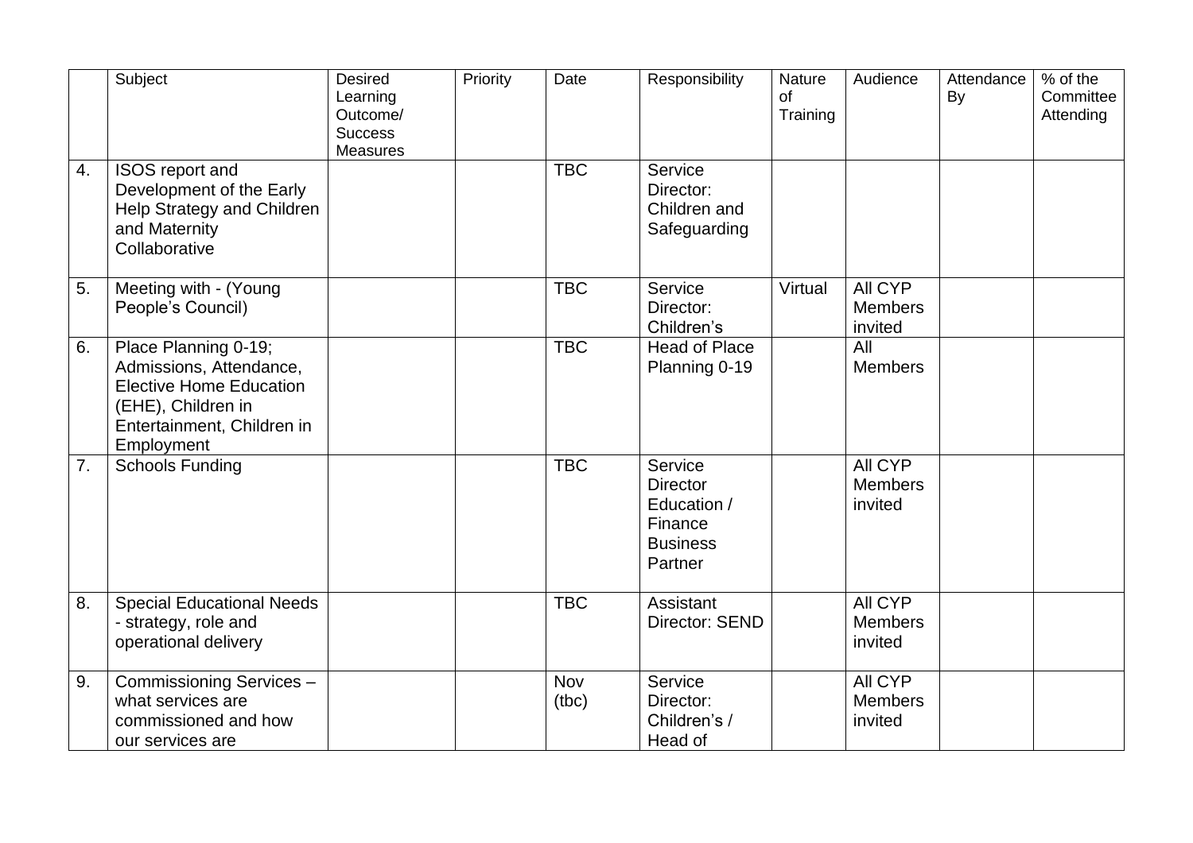|  | Subject | Desired Learning Outcome/ Success Measures | Priority | Date | Responsibility | Nature of Training | Audience | Attendance By | % of the Committee Attending |
|---|---|---|---|---|---|---|---|---|---|
| 4. | ISOS report and Development of the Early Help Strategy and Children and Maternity Collaborative |  |  | TBC | Service Director: Children and Safeguarding |  |  |  |  |
| 5. | Meeting with - (Young People's Council) |  |  | TBC | Service Director: Children's | Virtual | All CYP Members invited |  |  |
| 6. | Place Planning 0-19; Admissions, Attendance, Elective Home Education (EHE), Children in Entertainment, Children in Employment |  |  | TBC | Head of Place Planning 0-19 |  | All Members |  |  |
| 7. | Schools Funding |  |  | TBC | Service Director Education / Finance Business Partner |  | All CYP Members invited |  |  |
| 8. | Special Educational Needs - strategy, role and operational delivery |  |  | TBC | Assistant Director: SEND |  | All CYP Members invited |  |  |
| 9. | Commissioning Services – what services are commissioned and how our services are |  |  | Nov (tbc) | Service Director: Children's / Head of |  | All CYP Members invited |  |  |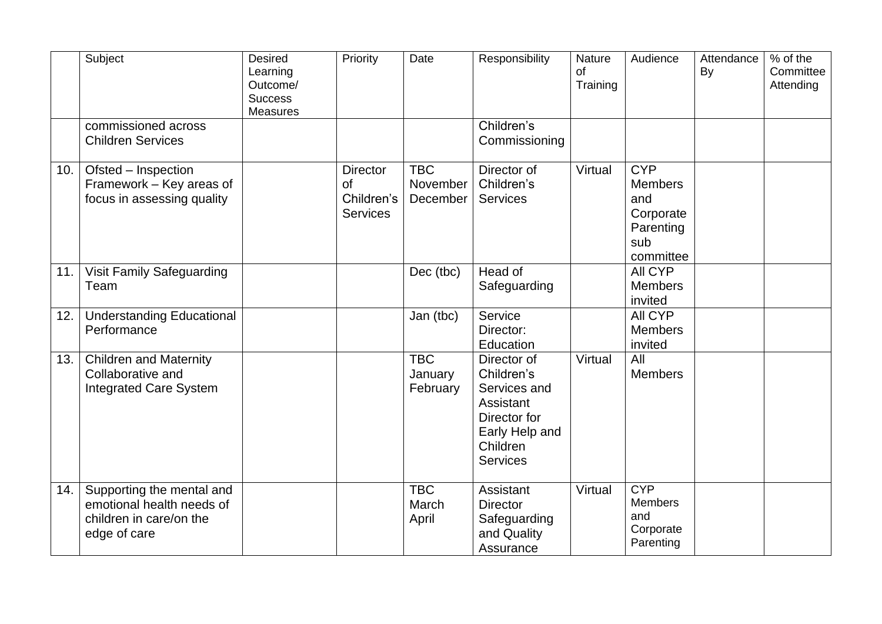| | Subject | Desired Learning Outcome/ Success Measures | Priority | Date | Responsibility | Nature of Training | Audience | Attendance By | % of the Committee Attending |
|---|---|---|---|---|---|---|---|---|---|
| | commissioned across Children Services | | | | Children's Commissioning | | | | |
| 10. | Ofsted – Inspection Framework – Key areas of focus in assessing quality | | Director of Children's Services | TBC November December | Director of Children's Services | Virtual | CYP Members and Corporate Parenting sub committee | | |
| 11. | Visit Family Safeguarding Team | | | Dec (tbc) | Head of Safeguarding | | All CYP Members invited | | |
| 12. | Understanding Educational Performance | | | Jan (tbc) | Service Director: Education | | All CYP Members invited | | |
| 13. | Children and Maternity Collaborative and Integrated Care System | | | TBC January February | Director of Children's Services and Assistant Director for Early Help and Children Services | Virtual | All Members | | |
| 14. | Supporting the mental and emotional health needs of children in care/on the edge of care | | | TBC March April | Assistant Director Safeguarding and Quality Assurance | Virtual | CYP Members and Corporate Parenting | | |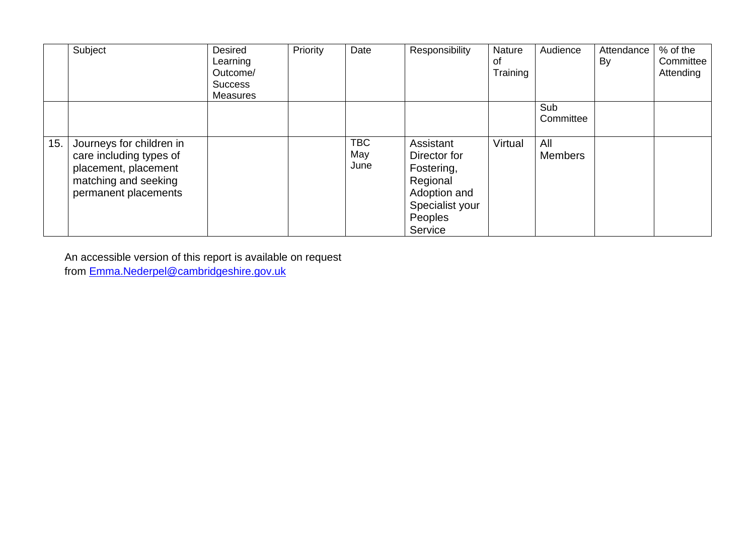| | Subject | Desired Learning Outcome/ Success Measures | Priority | Date | Responsibility | Nature of Training | Audience | Attendance By | % of the Committee Attending |
|---|---|---|---|---|---|---|---|---|---|
| | | | | | | | Sub Committee | | |
| 15. | Journeys for children in care including types of placement, placement matching and seeking permanent placements | | | TBC May June | Assistant Director for Fostering, Regional Adoption and Specialist your Peoples Service | Virtual | All Members | | |

An accessible version of this report is available on request from Emma.Nederpel@cambridgeshire.gov.uk